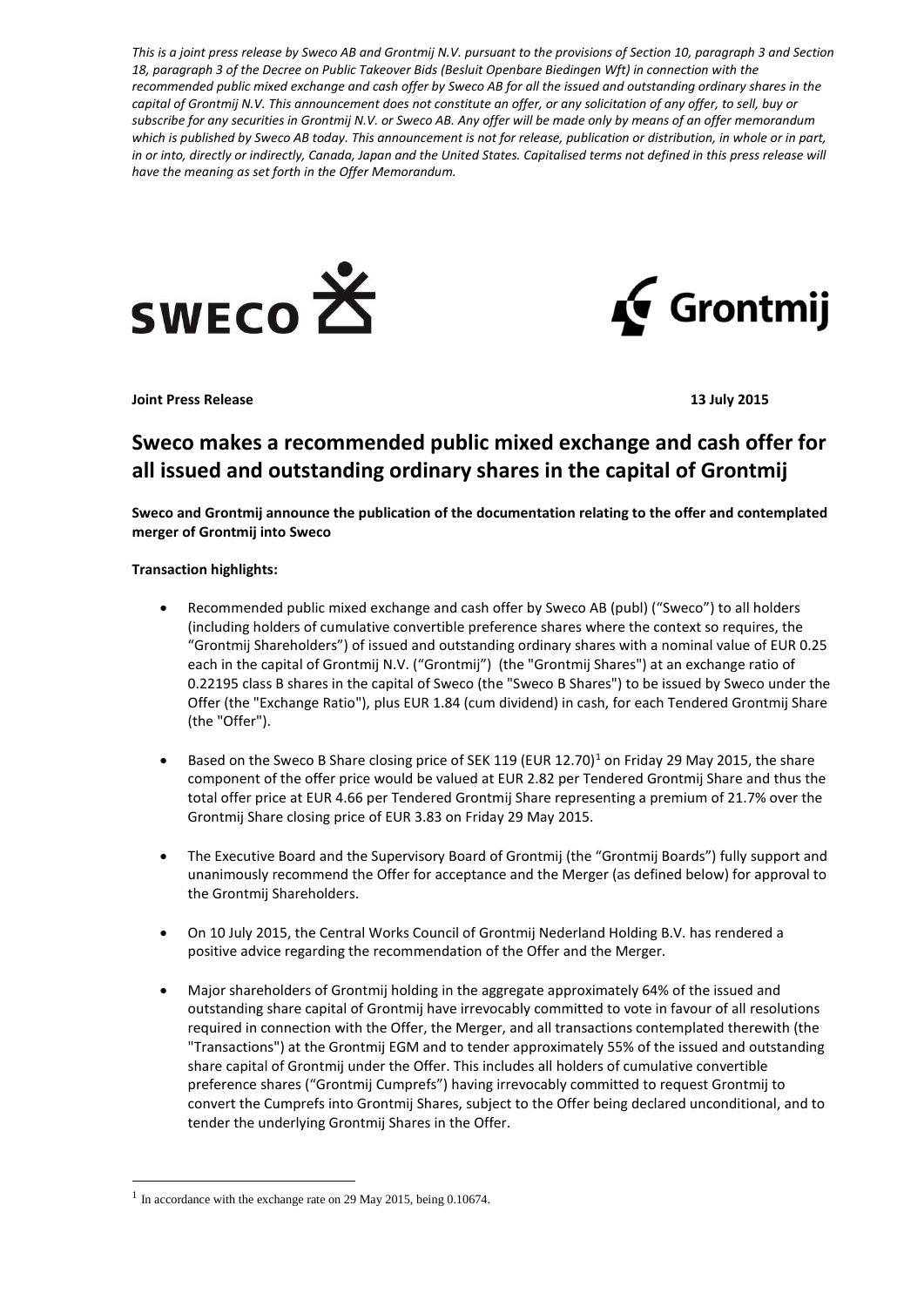*This is a joint press release by Sweco AB and Grontmij N.V. pursuant to the provisions of Section 10, paragraph 3 and Section 18, paragraph 3 of the Decree on Public Takeover Bids (Besluit Openbare Biedingen Wft) in connection with the recommended public mixed exchange and cash offer by Sweco AB for all the issued and outstanding ordinary shares in the capital of Grontmij N.V. This announcement does not constitute an offer, or any solicitation of any offer, to sell, buy or subscribe for any securities in Grontmij N.V. or Sweco AB. Any offer will be made only by means of an offer memorandum which is published by Sweco AB today. This announcement is not for release, publication or distribution, in whole or in part, in or into, directly or indirectly, Canada, Japan and the United States. Capitalised terms not defined in this press release will have the meaning as set forth in the Offer Memorandum.*

SWECO

Grontmij

**Joint Press Release** **13 July 2015**

# Sweco makes a recommended public mixed exchange and cash offer for all issued and outstanding ordinary shares in the capital of Grontmij

**Sweco and Grontmij announce the publication of the documentation relating to the offer and contemplated merger of Grontmij into Sweco**

**Transaction highlights:**

- Recommended public mixed exchange and cash offer by Sweco AB (publ) ("Sweco") to all holders (including holders of cumulative convertible preference shares where the context so requires, the "Grontmij Shareholders") of issued and outstanding ordinary shares with a nominal value of EUR 0.25 each in the capital of Grontmij N.V. ("Grontmij") (the "Grontmij Shares") at an exchange ratio of 0.22195 class B shares in the capital of Sweco (the "Sweco B Shares") to be issued by Sweco under the Offer (the "Exchange Ratio"), plus EUR 1.84 (cum dividend) in cash, for each Tendered Grontmij Share (the "Offer").

- Based on the Sweco B Share closing price of SEK 119 (EUR 12.70)[1] on Friday 29 May 2015, the share component of the offer price would be valued at EUR 2.82 per Tendered Grontmij Share and thus the total offer price at EUR 4.66 per Tendered Grontmij Share representing a premium of 21.7% over the Grontmij Share closing price of EUR 3.83 on Friday 29 May 2015.

- The Executive Board and the Supervisory Board of Grontmij (the "Grontmij Boards") fully support and unanimously recommend the Offer for acceptance and the Merger (as defined below) for approval to the Grontmij Shareholders.

- On 10 July 2015, the Central Works Council of Grontmij Nederland Holding B.V. has rendered a positive advice regarding the recommendation of the Offer and the Merger.

- Major shareholders of Grontmij holding in the aggregate approximately 64% of the issued and outstanding share capital of Grontmij have irrevocably committed to vote in favour of all resolutions required in connection with the Offer, the Merger, and all transactions contemplated therewith (the "Transactions") at the Grontmij EGM and to tender approximately 55% of the issued and outstanding share capital of Grontmij under the Offer. This includes all holders of cumulative convertible preference shares ("Grontmij Cumprefs") having irrevocably committed to request Grontmij to convert the Cumprefs into Grontmij Shares, subject to the Offer being declared unconditional, and to tender the underlying Grontmij Shares in the Offer.

[1] In accordance with the exchange rate on 29 May 2015, being 0.10674.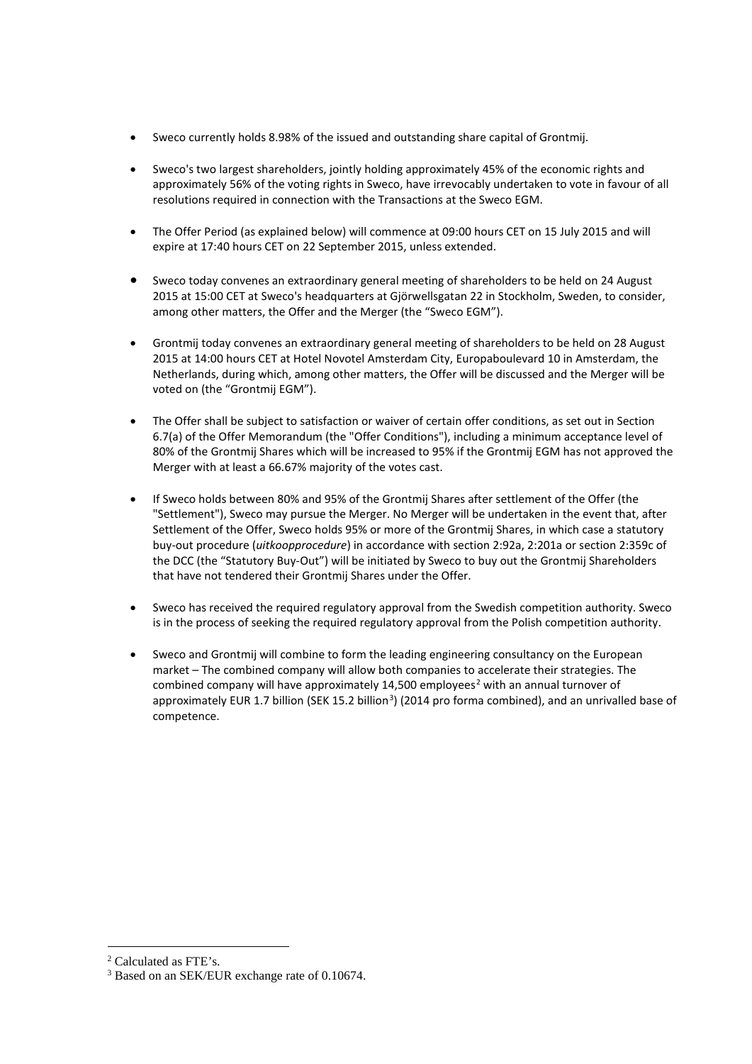- Sweco currently holds 8.98% of the issued and outstanding share capital of Grontmij.

- Sweco's two largest shareholders, jointly holding approximately 45% of the economic rights and approximately 56% of the voting rights in Sweco, have irrevocably undertaken to vote in favour of all resolutions required in connection with the Transactions at the Sweco EGM.

- The Offer Period (as explained below) will commence at 09:00 hours CET on 15 July 2015 and will expire at 17:40 hours CET on 22 September 2015, unless extended.

- Sweco today convenes an extraordinary general meeting of shareholders to be held on 24 August 2015 at 15:00 CET at Sweco's headquarters at Gjörwellsgatan 22 in Stockholm, Sweden, to consider, among other matters, the Offer and the Merger (the "Sweco EGM").

- Grontmij today convenes an extraordinary general meeting of shareholders to be held on 28 August 2015 at 14:00 hours CET at Hotel Novotel Amsterdam City, Europaboulevard 10 in Amsterdam, the Netherlands, during which, among other matters, the Offer will be discussed and the Merger will be voted on (the "Grontmij EGM").

- The Offer shall be subject to satisfaction or waiver of certain offer conditions, as set out in Section 6.7(a) of the Offer Memorandum (the "Offer Conditions"), including a minimum acceptance level of 80% of the Grontmij Shares which will be increased to 95% if the Grontmij EGM has not approved the Merger with at least a 66.67% majority of the votes cast.

- If Sweco holds between 80% and 95% of the Grontmij Shares after settlement of the Offer (the "Settlement"), Sweco may pursue the Merger. No Merger will be undertaken in the event that, after Settlement of the Offer, Sweco holds 95% or more of the Grontmij Shares, in which case a statutory buy-out procedure (*uitkoopprocedure*) in accordance with section 2:92a, 2:201a or section 2:359c of the DCC (the "Statutory Buy-Out") will be initiated by Sweco to buy out the Grontmij Shareholders that have not tendered their Grontmij Shares under the Offer.

- Sweco has received the required regulatory approval from the Swedish competition authority. Sweco is in the process of seeking the required regulatory approval from the Polish competition authority.

- Sweco and Grontmij will combine to form the leading engineering consultancy on the European market – The combined company will allow both companies to accelerate their strategies. The combined company will have approximately 14,500 employees[2] with an annual turnover of approximately EUR 1.7 billion (SEK 15.2 billion[3]) (2014 pro forma combined), and an unrivalled base of competence.

---

[2] Calculated as FTE's.

[3] Based on an SEK/EUR exchange rate of 0.10674.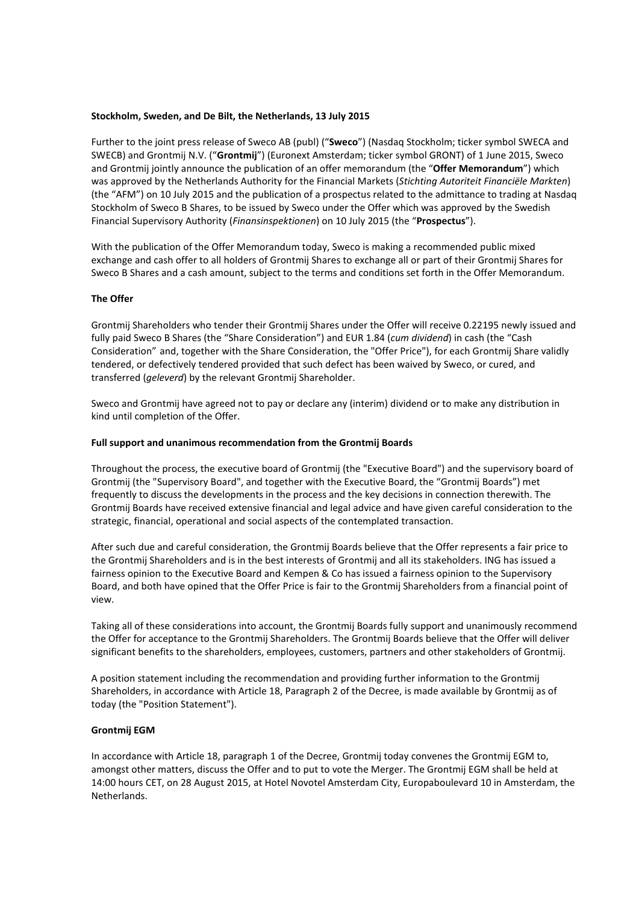**Stockholm, Sweden, and De Bilt, the Netherlands, 13 July 2015**

Further to the joint press release of Sweco AB (publ) ("**Sweco**") (Nasdaq Stockholm; ticker symbol SWECA and SWECB) and Grontmij N.V. ("**Grontmij**") (Euronext Amsterdam; ticker symbol GRONT) of 1 June 2015, Sweco and Grontmij jointly announce the publication of an offer memorandum (the "**Offer Memorandum**") which was approved by the Netherlands Authority for the Financial Markets (*Stichting Autoriteit Financiële Markten*) (the "AFM") on 10 July 2015 and the publication of a prospectus related to the admittance to trading at Nasdaq Stockholm of Sweco B Shares, to be issued by Sweco under the Offer which was approved by the Swedish Financial Supervisory Authority (*Finansinspektionen*) on 10 July 2015 (the "**Prospectus**").

With the publication of the Offer Memorandum today, Sweco is making a recommended public mixed exchange and cash offer to all holders of Grontmij Shares to exchange all or part of their Grontmij Shares for Sweco B Shares and a cash amount, subject to the terms and conditions set forth in the Offer Memorandum.

**The Offer**

Grontmij Shareholders who tender their Grontmij Shares under the Offer will receive 0.22195 newly issued and fully paid Sweco B Shares (the "Share Consideration") and EUR 1.84 (*cum dividend*) in cash (the "Cash Consideration" and, together with the Share Consideration, the "Offer Price"), for each Grontmij Share validly tendered, or defectively tendered provided that such defect has been waived by Sweco, or cured, and transferred (*geleverd*) by the relevant Grontmij Shareholder.

Sweco and Grontmij have agreed not to pay or declare any (interim) dividend or to make any distribution in kind until completion of the Offer.

**Full support and unanimous recommendation from the Grontmij Boards**

Throughout the process, the executive board of Grontmij (the "Executive Board") and the supervisory board of Grontmij (the "Supervisory Board", and together with the Executive Board, the "Grontmij Boards") met frequently to discuss the developments in the process and the key decisions in connection therewith. The Grontmij Boards have received extensive financial and legal advice and have given careful consideration to the strategic, financial, operational and social aspects of the contemplated transaction.

After such due and careful consideration, the Grontmij Boards believe that the Offer represents a fair price to the Grontmij Shareholders and is in the best interests of Grontmij and all its stakeholders. ING has issued a fairness opinion to the Executive Board and Kempen & Co has issued a fairness opinion to the Supervisory Board, and both have opined that the Offer Price is fair to the Grontmij Shareholders from a financial point of view.

Taking all of these considerations into account, the Grontmij Boards fully support and unanimously recommend the Offer for acceptance to the Grontmij Shareholders. The Grontmij Boards believe that the Offer will deliver significant benefits to the shareholders, employees, customers, partners and other stakeholders of Grontmij.

A position statement including the recommendation and providing further information to the Grontmij Shareholders, in accordance with Article 18, Paragraph 2 of the Decree, is made available by Grontmij as of today (the "Position Statement").

**Grontmij EGM**

In accordance with Article 18, paragraph 1 of the Decree, Grontmij today convenes the Grontmij EGM to, amongst other matters, discuss the Offer and to put to vote the Merger. The Grontmij EGM shall be held at 14:00 hours CET, on 28 August 2015, at Hotel Novotel Amsterdam City, Europaboulevard 10 in Amsterdam, the Netherlands.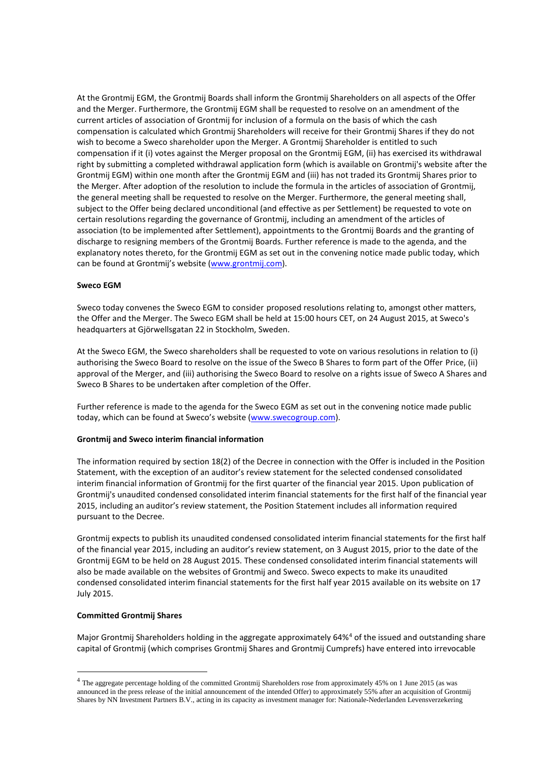At the Grontmij EGM, the Grontmij Boards shall inform the Grontmij Shareholders on all aspects of the Offer and the Merger. Furthermore, the Grontmij EGM shall be requested to resolve on an amendment of the current articles of association of Grontmij for inclusion of a formula on the basis of which the cash compensation is calculated which Grontmij Shareholders will receive for their Grontmij Shares if they do not wish to become a Sweco shareholder upon the Merger. A Grontmij Shareholder is entitled to such compensation if it (i) votes against the Merger proposal on the Grontmij EGM, (ii) has exercised its withdrawal right by submitting a completed withdrawal application form (which is available on Grontmij's website after the Grontmij EGM) within one month after the Grontmij EGM and (iii) has not traded its Grontmij Shares prior to the Merger. After adoption of the resolution to include the formula in the articles of association of Grontmij, the general meeting shall be requested to resolve on the Merger. Furthermore, the general meeting shall, subject to the Offer being declared unconditional (and effective as per Settlement) be requested to vote on certain resolutions regarding the governance of Grontmij, including an amendment of the articles of association (to be implemented after Settlement), appointments to the Grontmij Boards and the granting of discharge to resigning members of the Grontmij Boards. Further reference is made to the agenda, and the explanatory notes thereto, for the Grontmij EGM as set out in the convening notice made public today, which can be found at Grontmij's website (www.grontmij.com).

**Sweco EGM**

Sweco today convenes the Sweco EGM to consider proposed resolutions relating to, amongst other matters, the Offer and the Merger. The Sweco EGM shall be held at 15:00 hours CET, on 24 August 2015, at Sweco's headquarters at Gjörwellsgatan 22 in Stockholm, Sweden.

At the Sweco EGM, the Sweco shareholders shall be requested to vote on various resolutions in relation to (i) authorising the Sweco Board to resolve on the issue of the Sweco B Shares to form part of the Offer Price, (ii) approval of the Merger, and (iii) authorising the Sweco Board to resolve on a rights issue of Sweco A Shares and Sweco B Shares to be undertaken after completion of the Offer.

Further reference is made to the agenda for the Sweco EGM as set out in the convening notice made public today, which can be found at Sweco's website (www.swecogroup.com).

**Grontmij and Sweco interim financial information**

The information required by section 18(2) of the Decree in connection with the Offer is included in the Position Statement, with the exception of an auditor's review statement for the selected condensed consolidated interim financial information of Grontmij for the first quarter of the financial year 2015. Upon publication of Grontmij's unaudited condensed consolidated interim financial statements for the first half of the financial year 2015, including an auditor's review statement, the Position Statement includes all information required pursuant to the Decree.

Grontmij expects to publish its unaudited condensed consolidated interim financial statements for the first half of the financial year 2015, including an auditor's review statement, on 3 August 2015, prior to the date of the Grontmij EGM to be held on 28 August 2015. These condensed consolidated interim financial statements will also be made available on the websites of Grontmij and Sweco. Sweco expects to make its unaudited condensed consolidated interim financial statements for the first half year 2015 available on its website on 17 July 2015.

**Committed Grontmij Shares**

Major Grontmij Shareholders holding in the aggregate approximately 64%[4] of the issued and outstanding share capital of Grontmij (which comprises Grontmij Shares and Grontmij Cumprefs) have entered into irrevocable

---

[4] The aggregate percentage holding of the committed Grontmij Shareholders rose from approximately 45% on 1 June 2015 (as was announced in the press release of the initial announcement of the intended Offer) to approximately 55% after an acquisition of Grontmij Shares by NN Investment Partners B.V., acting in its capacity as investment manager for: Nationale-Nederlanden Levensverzekering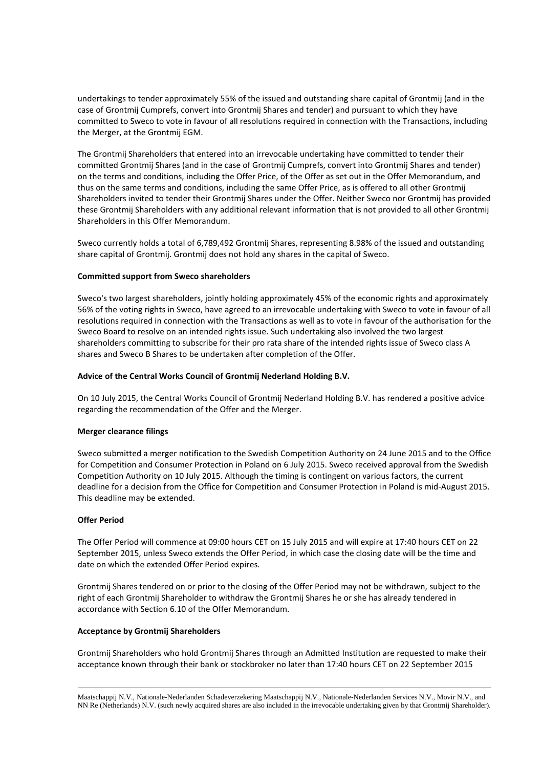undertakings to tender approximately 55% of the issued and outstanding share capital of Grontmij (and in the case of Grontmij Cumprefs, convert into Grontmij Shares and tender) and pursuant to which they have committed to Sweco to vote in favour of all resolutions required in connection with the Transactions, including the Merger, at the Grontmij EGM.

The Grontmij Shareholders that entered into an irrevocable undertaking have committed to tender their committed Grontmij Shares (and in the case of Grontmij Cumprefs, convert into Grontmij Shares and tender) on the terms and conditions, including the Offer Price, of the Offer as set out in the Offer Memorandum, and thus on the same terms and conditions, including the same Offer Price, as is offered to all other Grontmij Shareholders invited to tender their Grontmij Shares under the Offer. Neither Sweco nor Grontmij has provided these Grontmij Shareholders with any additional relevant information that is not provided to all other Grontmij Shareholders in this Offer Memorandum.

Sweco currently holds a total of 6,789,492 Grontmij Shares, representing 8.98% of the issued and outstanding share capital of Grontmij. Grontmij does not hold any shares in the capital of Sweco.

**Committed support from Sweco shareholders**

Sweco's two largest shareholders, jointly holding approximately 45% of the economic rights and approximately 56% of the voting rights in Sweco, have agreed to an irrevocable undertaking with Sweco to vote in favour of all resolutions required in connection with the Transactions as well as to vote in favour of the authorisation for the Sweco Board to resolve on an intended rights issue. Such undertaking also involved the two largest shareholders committing to subscribe for their pro rata share of the intended rights issue of Sweco class A shares and Sweco B Shares to be undertaken after completion of the Offer.

**Advice of the Central Works Council of Grontmij Nederland Holding B.V.**

On 10 July 2015, the Central Works Council of Grontmij Nederland Holding B.V. has rendered a positive advice regarding the recommendation of the Offer and the Merger.

**Merger clearance filings**

Sweco submitted a merger notification to the Swedish Competition Authority on 24 June 2015 and to the Office for Competition and Consumer Protection in Poland on 6 July 2015. Sweco received approval from the Swedish Competition Authority on 10 July 2015. Although the timing is contingent on various factors, the current deadline for a decision from the Office for Competition and Consumer Protection in Poland is mid-August 2015. This deadline may be extended.

**Offer Period**

The Offer Period will commence at 09:00 hours CET on 15 July 2015 and will expire at 17:40 hours CET on 22 September 2015, unless Sweco extends the Offer Period, in which case the closing date will be the time and date on which the extended Offer Period expires.

Grontmij Shares tendered on or prior to the closing of the Offer Period may not be withdrawn, subject to the right of each Grontmij Shareholder to withdraw the Grontmij Shares he or she has already tendered in accordance with Section 6.10 of the Offer Memorandum.

**Acceptance by Grontmij Shareholders**

Grontmij Shareholders who hold Grontmij Shares through an Admitted Institution are requested to make their acceptance known through their bank or stockbroker no later than 17:40 hours CET on 22 September 2015

---

Maatschappij N.V., Nationale-Nederlanden Schadeverzekering Maatschappij N.V., Nationale-Nederlanden Services N.V., Movir N.V., and NN Re (Netherlands) N.V. (such newly acquired shares are also included in the irrevocable undertaking given by that Grontmij Shareholder).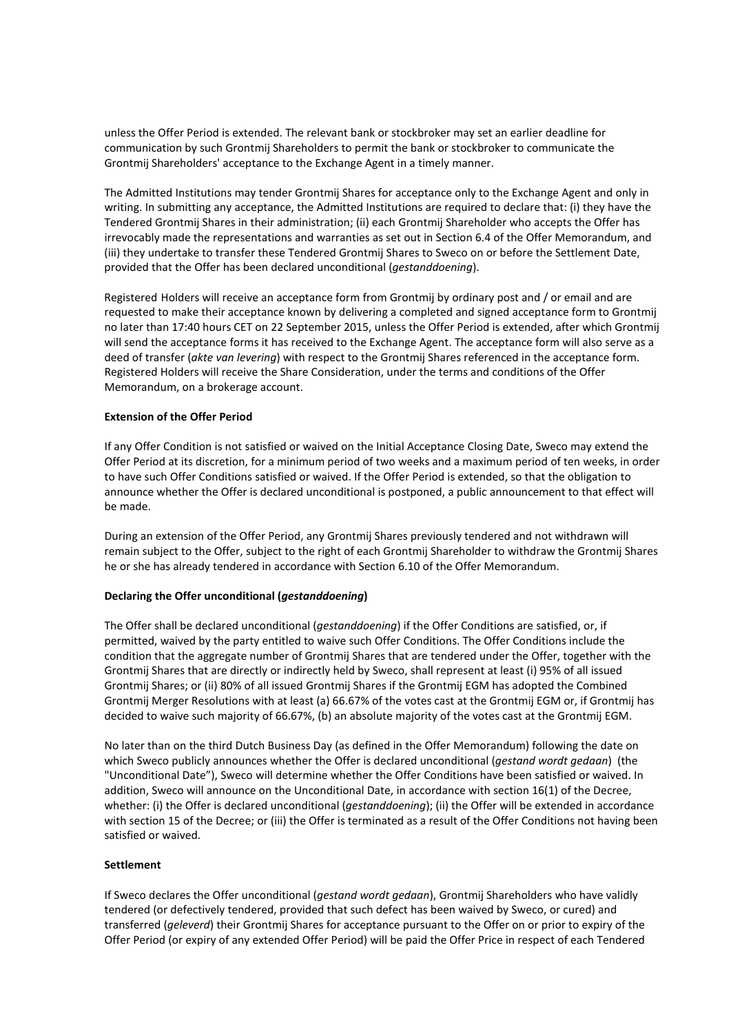unless the Offer Period is extended. The relevant bank or stockbroker may set an earlier deadline for communication by such Grontmij Shareholders to permit the bank or stockbroker to communicate the Grontmij Shareholders' acceptance to the Exchange Agent in a timely manner.

The Admitted Institutions may tender Grontmij Shares for acceptance only to the Exchange Agent and only in writing. In submitting any acceptance, the Admitted Institutions are required to declare that: (i) they have the Tendered Grontmij Shares in their administration; (ii) each Grontmij Shareholder who accepts the Offer has irrevocably made the representations and warranties as set out in Section 6.4 of the Offer Memorandum, and (iii) they undertake to transfer these Tendered Grontmij Shares to Sweco on or before the Settlement Date, provided that the Offer has been declared unconditional (*gestanddoening*).

Registered Holders will receive an acceptance form from Grontmij by ordinary post and / or email and are requested to make their acceptance known by delivering a completed and signed acceptance form to Grontmij no later than 17:40 hours CET on 22 September 2015, unless the Offer Period is extended, after which Grontmij will send the acceptance forms it has received to the Exchange Agent. The acceptance form will also serve as a deed of transfer (*akte van levering*) with respect to the Grontmij Shares referenced in the acceptance form. Registered Holders will receive the Share Consideration, under the terms and conditions of the Offer Memorandum, on a brokerage account.

**Extension of the Offer Period**

If any Offer Condition is not satisfied or waived on the Initial Acceptance Closing Date, Sweco may extend the Offer Period at its discretion, for a minimum period of two weeks and a maximum period of ten weeks, in order to have such Offer Conditions satisfied or waived. If the Offer Period is extended, so that the obligation to announce whether the Offer is declared unconditional is postponed, a public announcement to that effect will be made.

During an extension of the Offer Period, any Grontmij Shares previously tendered and not withdrawn will remain subject to the Offer, subject to the right of each Grontmij Shareholder to withdraw the Grontmij Shares he or she has already tendered in accordance with Section 6.10 of the Offer Memorandum.

**Declaring the Offer unconditional (*gestanddoening*)**

The Offer shall be declared unconditional (*gestanddoening*) if the Offer Conditions are satisfied, or, if permitted, waived by the party entitled to waive such Offer Conditions. The Offer Conditions include the condition that the aggregate number of Grontmij Shares that are tendered under the Offer, together with the Grontmij Shares that are directly or indirectly held by Sweco, shall represent at least (i) 95% of all issued Grontmij Shares; or (ii) 80% of all issued Grontmij Shares if the Grontmij EGM has adopted the Combined Grontmij Merger Resolutions with at least (a) 66.67% of the votes cast at the Grontmij EGM or, if Grontmij has decided to waive such majority of 66.67%, (b) an absolute majority of the votes cast at the Grontmij EGM.

No later than on the third Dutch Business Day (as defined in the Offer Memorandum) following the date on which Sweco publicly announces whether the Offer is declared unconditional (*gestand wordt gedaan*) (the "Unconditional Date"), Sweco will determine whether the Offer Conditions have been satisfied or waived. In addition, Sweco will announce on the Unconditional Date, in accordance with section 16(1) of the Decree, whether: (i) the Offer is declared unconditional (*gestanddoening*); (ii) the Offer will be extended in accordance with section 15 of the Decree; or (iii) the Offer is terminated as a result of the Offer Conditions not having been satisfied or waived.

**Settlement**

If Sweco declares the Offer unconditional (*gestand wordt gedaan*), Grontmij Shareholders who have validly tendered (or defectively tendered, provided that such defect has been waived by Sweco, or cured) and transferred (*geleverd*) their Grontmij Shares for acceptance pursuant to the Offer on or prior to expiry of the Offer Period (or expiry of any extended Offer Period) will be paid the Offer Price in respect of each Tendered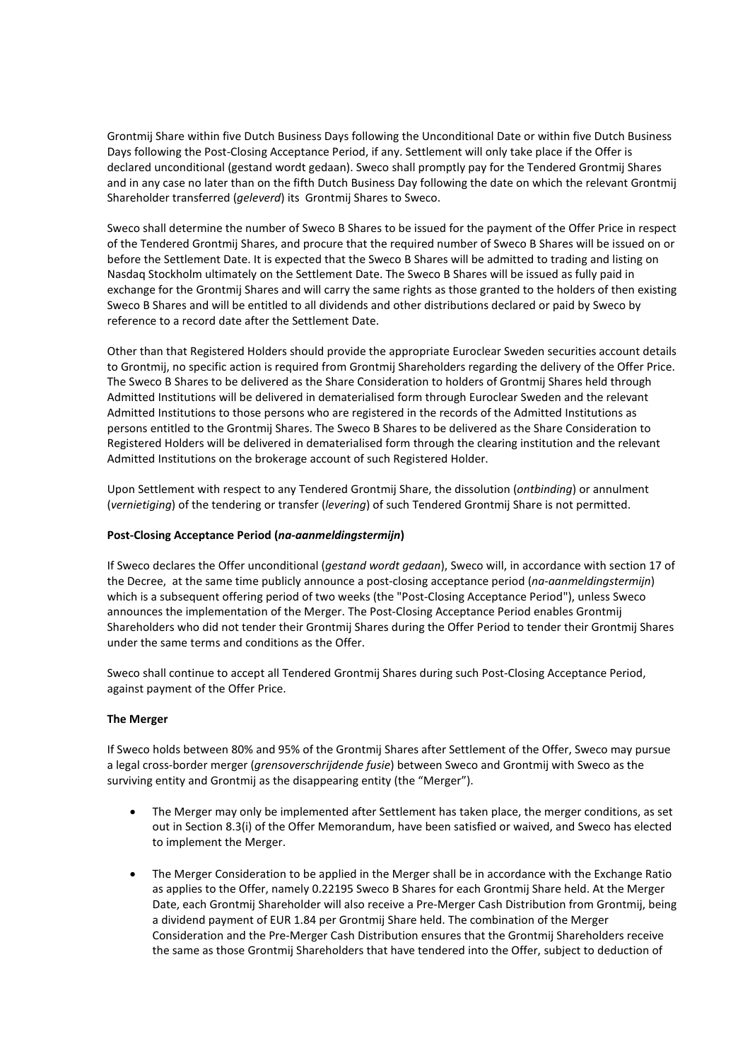Grontmij Share within five Dutch Business Days following the Unconditional Date or within five Dutch Business Days following the Post-Closing Acceptance Period, if any. Settlement will only take place if the Offer is declared unconditional (gestand wordt gedaan). Sweco shall promptly pay for the Tendered Grontmij Shares and in any case no later than on the fifth Dutch Business Day following the date on which the relevant Grontmij Shareholder transferred (*geleverd*) its Grontmij Shares to Sweco.

Sweco shall determine the number of Sweco B Shares to be issued for the payment of the Offer Price in respect of the Tendered Grontmij Shares, and procure that the required number of Sweco B Shares will be issued on or before the Settlement Date. It is expected that the Sweco B Shares will be admitted to trading and listing on Nasdaq Stockholm ultimately on the Settlement Date. The Sweco B Shares will be issued as fully paid in exchange for the Grontmij Shares and will carry the same rights as those granted to the holders of then existing Sweco B Shares and will be entitled to all dividends and other distributions declared or paid by Sweco by reference to a record date after the Settlement Date.

Other than that Registered Holders should provide the appropriate Euroclear Sweden securities account details to Grontmij, no specific action is required from Grontmij Shareholders regarding the delivery of the Offer Price. The Sweco B Shares to be delivered as the Share Consideration to holders of Grontmij Shares held through Admitted Institutions will be delivered in dematerialised form through Euroclear Sweden and the relevant Admitted Institutions to those persons who are registered in the records of the Admitted Institutions as persons entitled to the Grontmij Shares. The Sweco B Shares to be delivered as the Share Consideration to Registered Holders will be delivered in dematerialised form through the clearing institution and the relevant Admitted Institutions on the brokerage account of such Registered Holder.

Upon Settlement with respect to any Tendered Grontmij Share, the dissolution (*ontbinding*) or annulment (*vernietiging*) of the tendering or transfer (*levering*) of such Tendered Grontmij Share is not permitted.

**Post-Closing Acceptance Period (*na-aanmeldingstermijn*)**

If Sweco declares the Offer unconditional (*gestand wordt gedaan*), Sweco will, in accordance with section 17 of the Decree, at the same time publicly announce a post-closing acceptance period (*na-aanmeldingstermijn*) which is a subsequent offering period of two weeks (the "Post-Closing Acceptance Period"), unless Sweco announces the implementation of the Merger. The Post-Closing Acceptance Period enables Grontmij Shareholders who did not tender their Grontmij Shares during the Offer Period to tender their Grontmij Shares under the same terms and conditions as the Offer.

Sweco shall continue to accept all Tendered Grontmij Shares during such Post-Closing Acceptance Period, against payment of the Offer Price.

**The Merger**

If Sweco holds between 80% and 95% of the Grontmij Shares after Settlement of the Offer, Sweco may pursue a legal cross-border merger (*grensoverschrijdende fusie*) between Sweco and Grontmij with Sweco as the surviving entity and Grontmij as the disappearing entity (the "Merger").

- The Merger may only be implemented after Settlement has taken place, the merger conditions, as set out in Section 8.3(i) of the Offer Memorandum, have been satisfied or waived, and Sweco has elected to implement the Merger.
- The Merger Consideration to be applied in the Merger shall be in accordance with the Exchange Ratio as applies to the Offer, namely 0.22195 Sweco B Shares for each Grontmij Share held. At the Merger Date, each Grontmij Shareholder will also receive a Pre-Merger Cash Distribution from Grontmij, being a dividend payment of EUR 1.84 per Grontmij Share held. The combination of the Merger Consideration and the Pre-Merger Cash Distribution ensures that the Grontmij Shareholders receive the same as those Grontmij Shareholders that have tendered into the Offer, subject to deduction of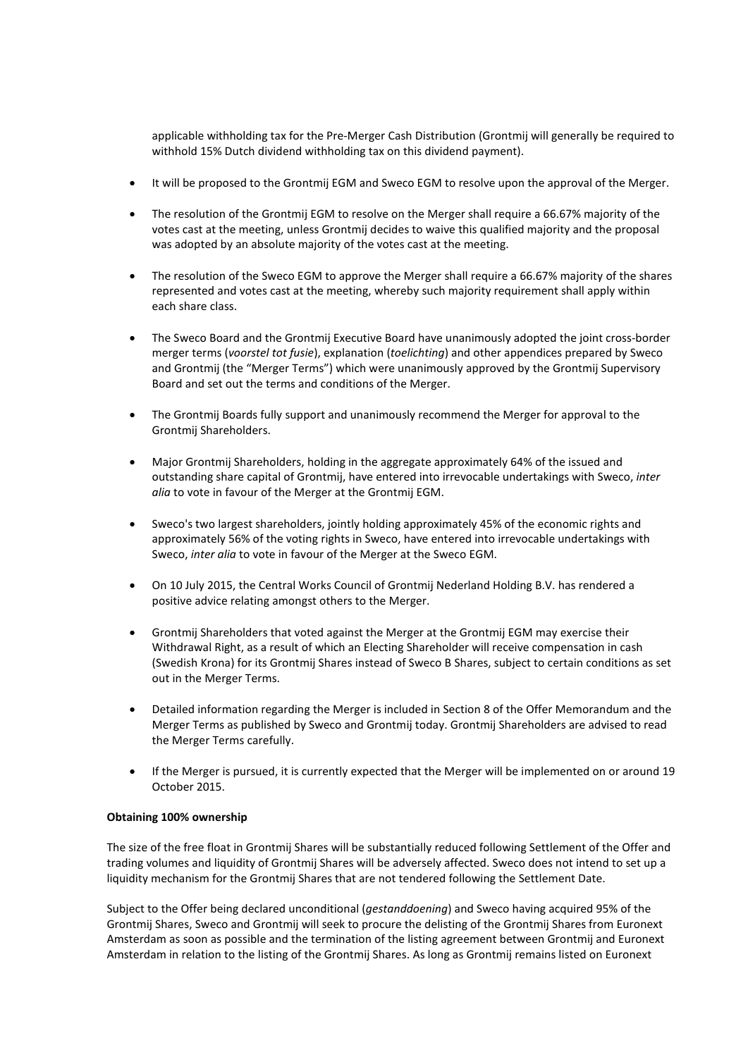applicable withholding tax for the Pre-Merger Cash Distribution (Grontmij will generally be required to withhold 15% Dutch dividend withholding tax on this dividend payment).

- It will be proposed to the Grontmij EGM and Sweco EGM to resolve upon the approval of the Merger.
- The resolution of the Grontmij EGM to resolve on the Merger shall require a 66.67% majority of the votes cast at the meeting, unless Grontmij decides to waive this qualified majority and the proposal was adopted by an absolute majority of the votes cast at the meeting.
- The resolution of the Sweco EGM to approve the Merger shall require a 66.67% majority of the shares represented and votes cast at the meeting, whereby such majority requirement shall apply within each share class.
- The Sweco Board and the Grontmij Executive Board have unanimously adopted the joint cross-border merger terms (*voorstel tot fusie*), explanation (*toelichting*) and other appendices prepared by Sweco and Grontmij (the "Merger Terms") which were unanimously approved by the Grontmij Supervisory Board and set out the terms and conditions of the Merger.
- The Grontmij Boards fully support and unanimously recommend the Merger for approval to the Grontmij Shareholders.
- Major Grontmij Shareholders, holding in the aggregate approximately 64% of the issued and outstanding share capital of Grontmij, have entered into irrevocable undertakings with Sweco, *inter alia* to vote in favour of the Merger at the Grontmij EGM.
- Sweco's two largest shareholders, jointly holding approximately 45% of the economic rights and approximately 56% of the voting rights in Sweco, have entered into irrevocable undertakings with Sweco, *inter alia* to vote in favour of the Merger at the Sweco EGM.
- On 10 July 2015, the Central Works Council of Grontmij Nederland Holding B.V. has rendered a positive advice relating amongst others to the Merger.
- Grontmij Shareholders that voted against the Merger at the Grontmij EGM may exercise their Withdrawal Right, as a result of which an Electing Shareholder will receive compensation in cash (Swedish Krona) for its Grontmij Shares instead of Sweco B Shares, subject to certain conditions as set out in the Merger Terms.
- Detailed information regarding the Merger is included in Section 8 of the Offer Memorandum and the Merger Terms as published by Sweco and Grontmij today. Grontmij Shareholders are advised to read the Merger Terms carefully.
- If the Merger is pursued, it is currently expected that the Merger will be implemented on or around 19 October 2015.

**Obtaining 100% ownership**

The size of the free float in Grontmij Shares will be substantially reduced following Settlement of the Offer and trading volumes and liquidity of Grontmij Shares will be adversely affected. Sweco does not intend to set up a liquidity mechanism for the Grontmij Shares that are not tendered following the Settlement Date.

Subject to the Offer being declared unconditional (*gestanddoening*) and Sweco having acquired 95% of the Grontmij Shares, Sweco and Grontmij will seek to procure the delisting of the Grontmij Shares from Euronext Amsterdam as soon as possible and the termination of the listing agreement between Grontmij and Euronext Amsterdam in relation to the listing of the Grontmij Shares. As long as Grontmij remains listed on Euronext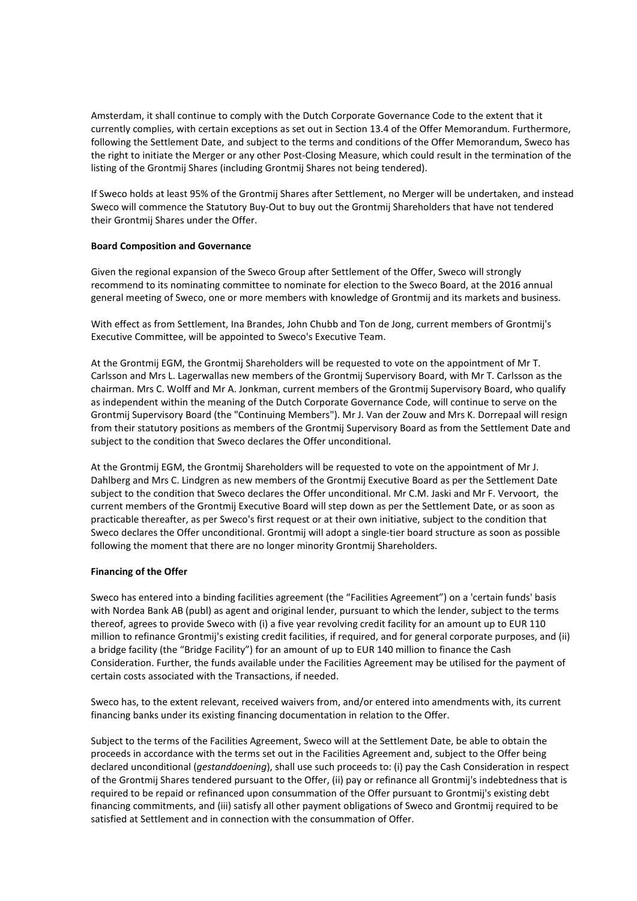Amsterdam, it shall continue to comply with the Dutch Corporate Governance Code to the extent that it currently complies, with certain exceptions as set out in Section 13.4 of the Offer Memorandum. Furthermore, following the Settlement Date, and subject to the terms and conditions of the Offer Memorandum, Sweco has the right to initiate the Merger or any other Post-Closing Measure, which could result in the termination of the listing of the Grontmij Shares (including Grontmij Shares not being tendered).

If Sweco holds at least 95% of the Grontmij Shares after Settlement, no Merger will be undertaken, and instead Sweco will commence the Statutory Buy-Out to buy out the Grontmij Shareholders that have not tendered their Grontmij Shares under the Offer.

**Board Composition and Governance**

Given the regional expansion of the Sweco Group after Settlement of the Offer, Sweco will strongly recommend to its nominating committee to nominate for election to the Sweco Board, at the 2016 annual general meeting of Sweco, one or more members with knowledge of Grontmij and its markets and business.

With effect as from Settlement, Ina Brandes, John Chubb and Ton de Jong, current members of Grontmij's Executive Committee, will be appointed to Sweco's Executive Team.

At the Grontmij EGM, the Grontmij Shareholders will be requested to vote on the appointment of Mr T. Carlsson and Mrs L. Lagerwallas new members of the Grontmij Supervisory Board, with Mr T. Carlsson as the chairman. Mrs C. Wolff and Mr A. Jonkman, current members of the Grontmij Supervisory Board, who qualify as independent within the meaning of the Dutch Corporate Governance Code, will continue to serve on the Grontmij Supervisory Board (the "Continuing Members"). Mr J. Van der Zouw and Mrs K. Dorrepaal will resign from their statutory positions as members of the Grontmij Supervisory Board as from the Settlement Date and subject to the condition that Sweco declares the Offer unconditional.

At the Grontmij EGM, the Grontmij Shareholders will be requested to vote on the appointment of Mr J. Dahlberg and Mrs C. Lindgren as new members of the Grontmij Executive Board as per the Settlement Date subject to the condition that Sweco declares the Offer unconditional. Mr C.M. Jaski and Mr F. Vervoort, the current members of the Grontmij Executive Board will step down as per the Settlement Date, or as soon as practicable thereafter, as per Sweco's first request or at their own initiative, subject to the condition that Sweco declares the Offer unconditional. Grontmij will adopt a single-tier board structure as soon as possible following the moment that there are no longer minority Grontmij Shareholders.

**Financing of the Offer**

Sweco has entered into a binding facilities agreement (the "Facilities Agreement") on a 'certain funds' basis with Nordea Bank AB (publ) as agent and original lender, pursuant to which the lender, subject to the terms thereof, agrees to provide Sweco with (i) a five year revolving credit facility for an amount up to EUR 110 million to refinance Grontmij's existing credit facilities, if required, and for general corporate purposes, and (ii) a bridge facility (the "Bridge Facility") for an amount of up to EUR 140 million to finance the Cash Consideration. Further, the funds available under the Facilities Agreement may be utilised for the payment of certain costs associated with the Transactions, if needed.

Sweco has, to the extent relevant, received waivers from, and/or entered into amendments with, its current financing banks under its existing financing documentation in relation to the Offer.

Subject to the terms of the Facilities Agreement, Sweco will at the Settlement Date, be able to obtain the proceeds in accordance with the terms set out in the Facilities Agreement and, subject to the Offer being declared unconditional (*gestanddoening*), shall use such proceeds to: (i) pay the Cash Consideration in respect of the Grontmij Shares tendered pursuant to the Offer, (ii) pay or refinance all Grontmij's indebtedness that is required to be repaid or refinanced upon consummation of the Offer pursuant to Grontmij's existing debt financing commitments, and (iii) satisfy all other payment obligations of Sweco and Grontmij required to be satisfied at Settlement and in connection with the consummation of Offer.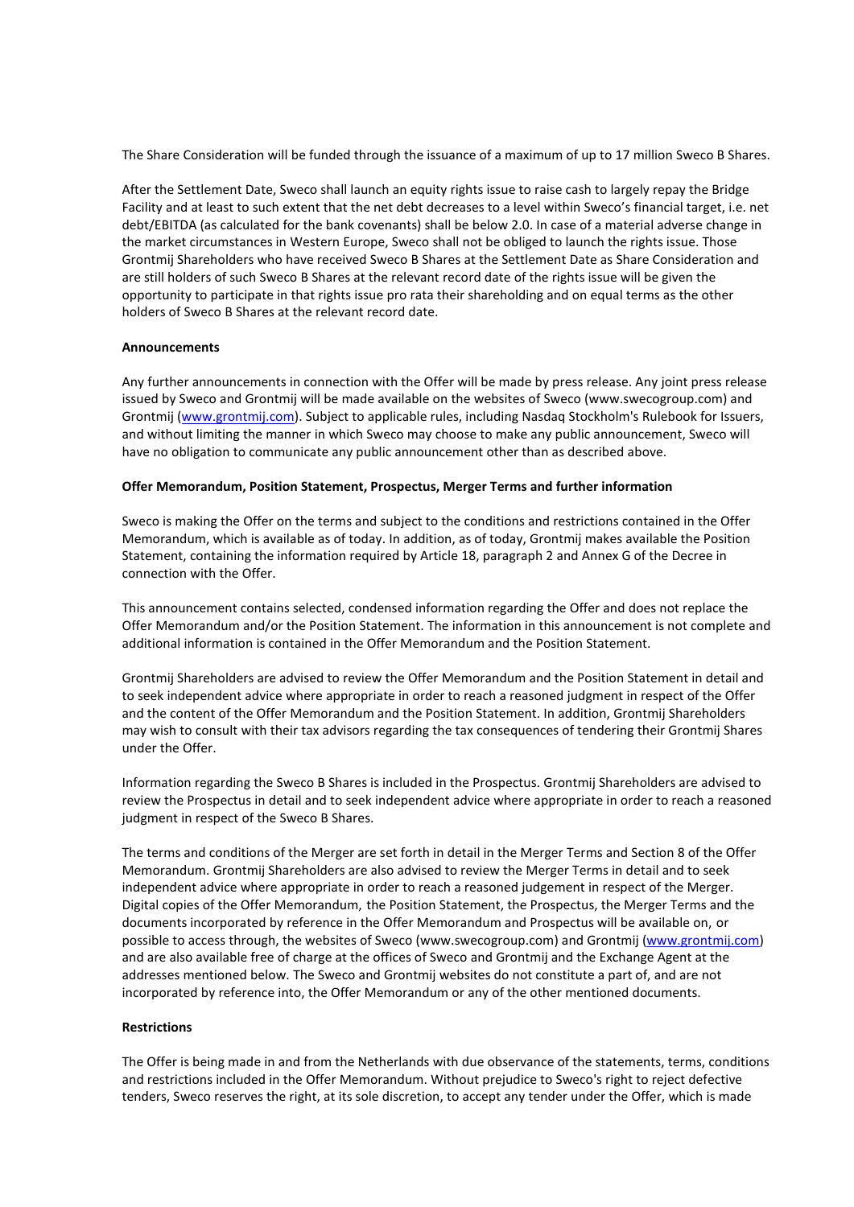The Share Consideration will be funded through the issuance of a maximum of up to 17 million Sweco B Shares.

After the Settlement Date, Sweco shall launch an equity rights issue to raise cash to largely repay the Bridge Facility and at least to such extent that the net debt decreases to a level within Sweco's financial target, i.e. net debt/EBITDA (as calculated for the bank covenants) shall be below 2.0. In case of a material adverse change in the market circumstances in Western Europe, Sweco shall not be obliged to launch the rights issue. Those Grontmij Shareholders who have received Sweco B Shares at the Settlement Date as Share Consideration and are still holders of such Sweco B Shares at the relevant record date of the rights issue will be given the opportunity to participate in that rights issue pro rata their shareholding and on equal terms as the other holders of Sweco B Shares at the relevant record date.

**Announcements**

Any further announcements in connection with the Offer will be made by press release. Any joint press release issued by Sweco and Grontmij will be made available on the websites of Sweco (www.swecogroup.com) and Grontmij (www.grontmij.com). Subject to applicable rules, including Nasdaq Stockholm's Rulebook for Issuers, and without limiting the manner in which Sweco may choose to make any public announcement, Sweco will have no obligation to communicate any public announcement other than as described above.

**Offer Memorandum, Position Statement, Prospectus, Merger Terms and further information**

Sweco is making the Offer on the terms and subject to the conditions and restrictions contained in the Offer Memorandum, which is available as of today. In addition, as of today, Grontmij makes available the Position Statement, containing the information required by Article 18, paragraph 2 and Annex G of the Decree in connection with the Offer.

This announcement contains selected, condensed information regarding the Offer and does not replace the Offer Memorandum and/or the Position Statement. The information in this announcement is not complete and additional information is contained in the Offer Memorandum and the Position Statement.

Grontmij Shareholders are advised to review the Offer Memorandum and the Position Statement in detail and to seek independent advice where appropriate in order to reach a reasoned judgment in respect of the Offer and the content of the Offer Memorandum and the Position Statement. In addition, Grontmij Shareholders may wish to consult with their tax advisors regarding the tax consequences of tendering their Grontmij Shares under the Offer.

Information regarding the Sweco B Shares is included in the Prospectus. Grontmij Shareholders are advised to review the Prospectus in detail and to seek independent advice where appropriate in order to reach a reasoned judgment in respect of the Sweco B Shares.

The terms and conditions of the Merger are set forth in detail in the Merger Terms and Section 8 of the Offer Memorandum. Grontmij Shareholders are also advised to review the Merger Terms in detail and to seek independent advice where appropriate in order to reach a reasoned judgement in respect of the Merger. Digital copies of the Offer Memorandum, the Position Statement, the Prospectus, the Merger Terms and the documents incorporated by reference in the Offer Memorandum and Prospectus will be available on, or possible to access through, the websites of Sweco (www.swecogroup.com) and Grontmij (www.grontmij.com) and are also available free of charge at the offices of Sweco and Grontmij and the Exchange Agent at the addresses mentioned below. The Sweco and Grontmij websites do not constitute a part of, and are not incorporated by reference into, the Offer Memorandum or any of the other mentioned documents.

**Restrictions**

The Offer is being made in and from the Netherlands with due observance of the statements, terms, conditions and restrictions included in the Offer Memorandum. Without prejudice to Sweco's right to reject defective tenders, Sweco reserves the right, at its sole discretion, to accept any tender under the Offer, which is made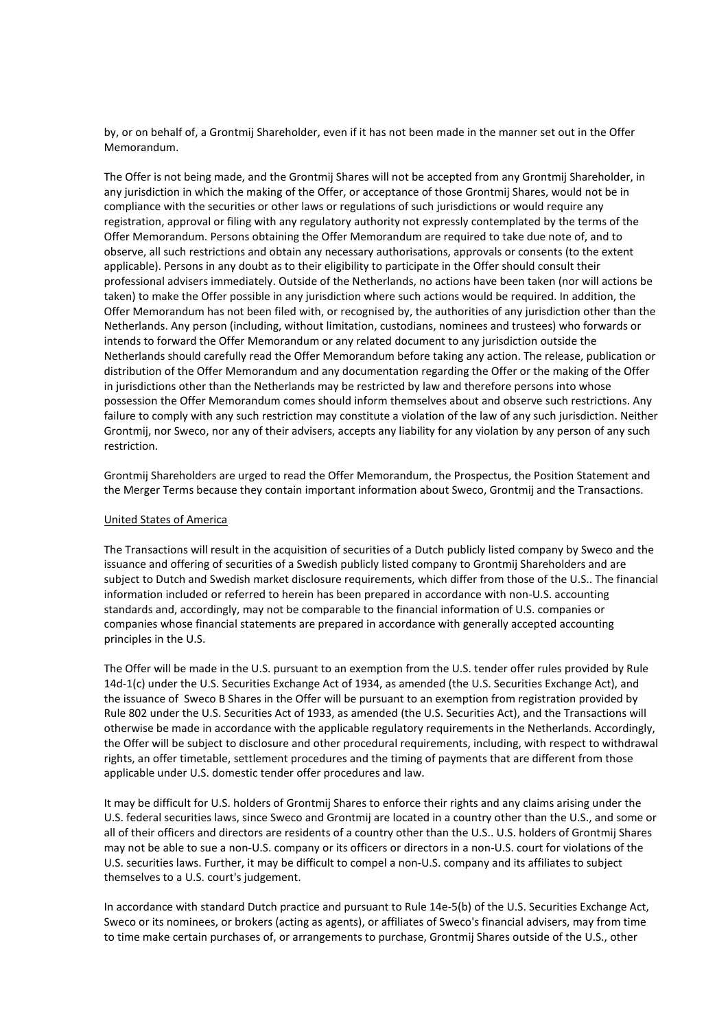by, or on behalf of, a Grontmij Shareholder, even if it has not been made in the manner set out in the Offer Memorandum.

The Offer is not being made, and the Grontmij Shares will not be accepted from any Grontmij Shareholder, in any jurisdiction in which the making of the Offer, or acceptance of those Grontmij Shares, would not be in compliance with the securities or other laws or regulations of such jurisdictions or would require any registration, approval or filing with any regulatory authority not expressly contemplated by the terms of the Offer Memorandum. Persons obtaining the Offer Memorandum are required to take due note of, and to observe, all such restrictions and obtain any necessary authorisations, approvals or consents (to the extent applicable). Persons in any doubt as to their eligibility to participate in the Offer should consult their professional advisers immediately. Outside of the Netherlands, no actions have been taken (nor will actions be taken) to make the Offer possible in any jurisdiction where such actions would be required. In addition, the Offer Memorandum has not been filed with, or recognised by, the authorities of any jurisdiction other than the Netherlands. Any person (including, without limitation, custodians, nominees and trustees) who forwards or intends to forward the Offer Memorandum or any related document to any jurisdiction outside the Netherlands should carefully read the Offer Memorandum before taking any action. The release, publication or distribution of the Offer Memorandum and any documentation regarding the Offer or the making of the Offer in jurisdictions other than the Netherlands may be restricted by law and therefore persons into whose possession the Offer Memorandum comes should inform themselves about and observe such restrictions. Any failure to comply with any such restriction may constitute a violation of the law of any such jurisdiction. Neither Grontmij, nor Sweco, nor any of their advisers, accepts any liability for any violation by any person of any such restriction.

Grontmij Shareholders are urged to read the Offer Memorandum, the Prospectus, the Position Statement and the Merger Terms because they contain important information about Sweco, Grontmij and the Transactions.

United States of America

The Transactions will result in the acquisition of securities of a Dutch publicly listed company by Sweco and the issuance and offering of securities of a Swedish publicly listed company to Grontmij Shareholders and are subject to Dutch and Swedish market disclosure requirements, which differ from those of the U.S.. The financial information included or referred to herein has been prepared in accordance with non-U.S. accounting standards and, accordingly, may not be comparable to the financial information of U.S. companies or companies whose financial statements are prepared in accordance with generally accepted accounting principles in the U.S.

The Offer will be made in the U.S. pursuant to an exemption from the U.S. tender offer rules provided by Rule 14d-1(c) under the U.S. Securities Exchange Act of 1934, as amended (the U.S. Securities Exchange Act), and the issuance of Sweco B Shares in the Offer will be pursuant to an exemption from registration provided by Rule 802 under the U.S. Securities Act of 1933, as amended (the U.S. Securities Act), and the Transactions will otherwise be made in accordance with the applicable regulatory requirements in the Netherlands. Accordingly, the Offer will be subject to disclosure and other procedural requirements, including, with respect to withdrawal rights, an offer timetable, settlement procedures and the timing of payments that are different from those applicable under U.S. domestic tender offer procedures and law.

It may be difficult for U.S. holders of Grontmij Shares to enforce their rights and any claims arising under the U.S. federal securities laws, since Sweco and Grontmij are located in a country other than the U.S., and some or all of their officers and directors are residents of a country other than the U.S.. U.S. holders of Grontmij Shares may not be able to sue a non-U.S. company or its officers or directors in a non-U.S. court for violations of the U.S. securities laws. Further, it may be difficult to compel a non-U.S. company and its affiliates to subject themselves to a U.S. court's judgement.

In accordance with standard Dutch practice and pursuant to Rule 14e-5(b) of the U.S. Securities Exchange Act, Sweco or its nominees, or brokers (acting as agents), or affiliates of Sweco's financial advisers, may from time to time make certain purchases of, or arrangements to purchase, Grontmij Shares outside of the U.S., other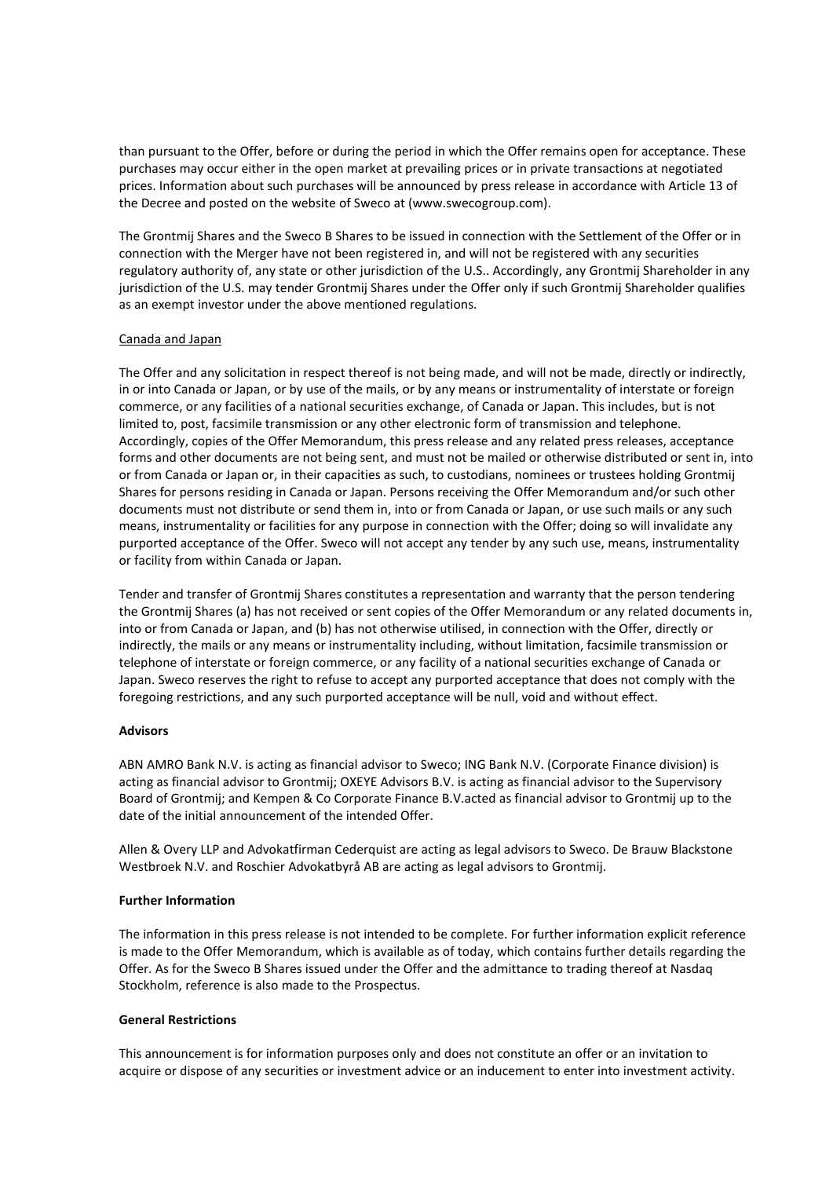than pursuant to the Offer, before or during the period in which the Offer remains open for acceptance. These purchases may occur either in the open market at prevailing prices or in private transactions at negotiated prices. Information about such purchases will be announced by press release in accordance with Article 13 of the Decree and posted on the website of Sweco at (www.swecogroup.com).

The Grontmij Shares and the Sweco B Shares to be issued in connection with the Settlement of the Offer or in connection with the Merger have not been registered in, and will not be registered with any securities regulatory authority of, any state or other jurisdiction of the U.S.. Accordingly, any Grontmij Shareholder in any jurisdiction of the U.S. may tender Grontmij Shares under the Offer only if such Grontmij Shareholder qualifies as an exempt investor under the above mentioned regulations.

Canada and Japan

The Offer and any solicitation in respect thereof is not being made, and will not be made, directly or indirectly, in or into Canada or Japan, or by use of the mails, or by any means or instrumentality of interstate or foreign commerce, or any facilities of a national securities exchange, of Canada or Japan. This includes, but is not limited to, post, facsimile transmission or any other electronic form of transmission and telephone. Accordingly, copies of the Offer Memorandum, this press release and any related press releases, acceptance forms and other documents are not being sent, and must not be mailed or otherwise distributed or sent in, into or from Canada or Japan or, in their capacities as such, to custodians, nominees or trustees holding Grontmij Shares for persons residing in Canada or Japan. Persons receiving the Offer Memorandum and/or such other documents must not distribute or send them in, into or from Canada or Japan, or use such mails or any such means, instrumentality or facilities for any purpose in connection with the Offer; doing so will invalidate any purported acceptance of the Offer. Sweco will not accept any tender by any such use, means, instrumentality or facility from within Canada or Japan.

Tender and transfer of Grontmij Shares constitutes a representation and warranty that the person tendering the Grontmij Shares (a) has not received or sent copies of the Offer Memorandum or any related documents in, into or from Canada or Japan, and (b) has not otherwise utilised, in connection with the Offer, directly or indirectly, the mails or any means or instrumentality including, without limitation, facsimile transmission or telephone of interstate or foreign commerce, or any facility of a national securities exchange of Canada or Japan. Sweco reserves the right to refuse to accept any purported acceptance that does not comply with the foregoing restrictions, and any such purported acceptance will be null, void and without effect.

**Advisors**

ABN AMRO Bank N.V. is acting as financial advisor to Sweco; ING Bank N.V. (Corporate Finance division) is acting as financial advisor to Grontmij; OXEYE Advisors B.V. is acting as financial advisor to the Supervisory Board of Grontmij; and Kempen & Co Corporate Finance B.V.acted as financial advisor to Grontmij up to the date of the initial announcement of the intended Offer.

Allen & Overy LLP and Advokatfirman Cederquist are acting as legal advisors to Sweco. De Brauw Blackstone Westbroek N.V. and Roschier Advokatbyrå AB are acting as legal advisors to Grontmij.

**Further Information**

The information in this press release is not intended to be complete. For further information explicit reference is made to the Offer Memorandum, which is available as of today, which contains further details regarding the Offer. As for the Sweco B Shares issued under the Offer and the admittance to trading thereof at Nasdaq Stockholm, reference is also made to the Prospectus.

**General Restrictions**

This announcement is for information purposes only and does not constitute an offer or an invitation to acquire or dispose of any securities or investment advice or an inducement to enter into investment activity.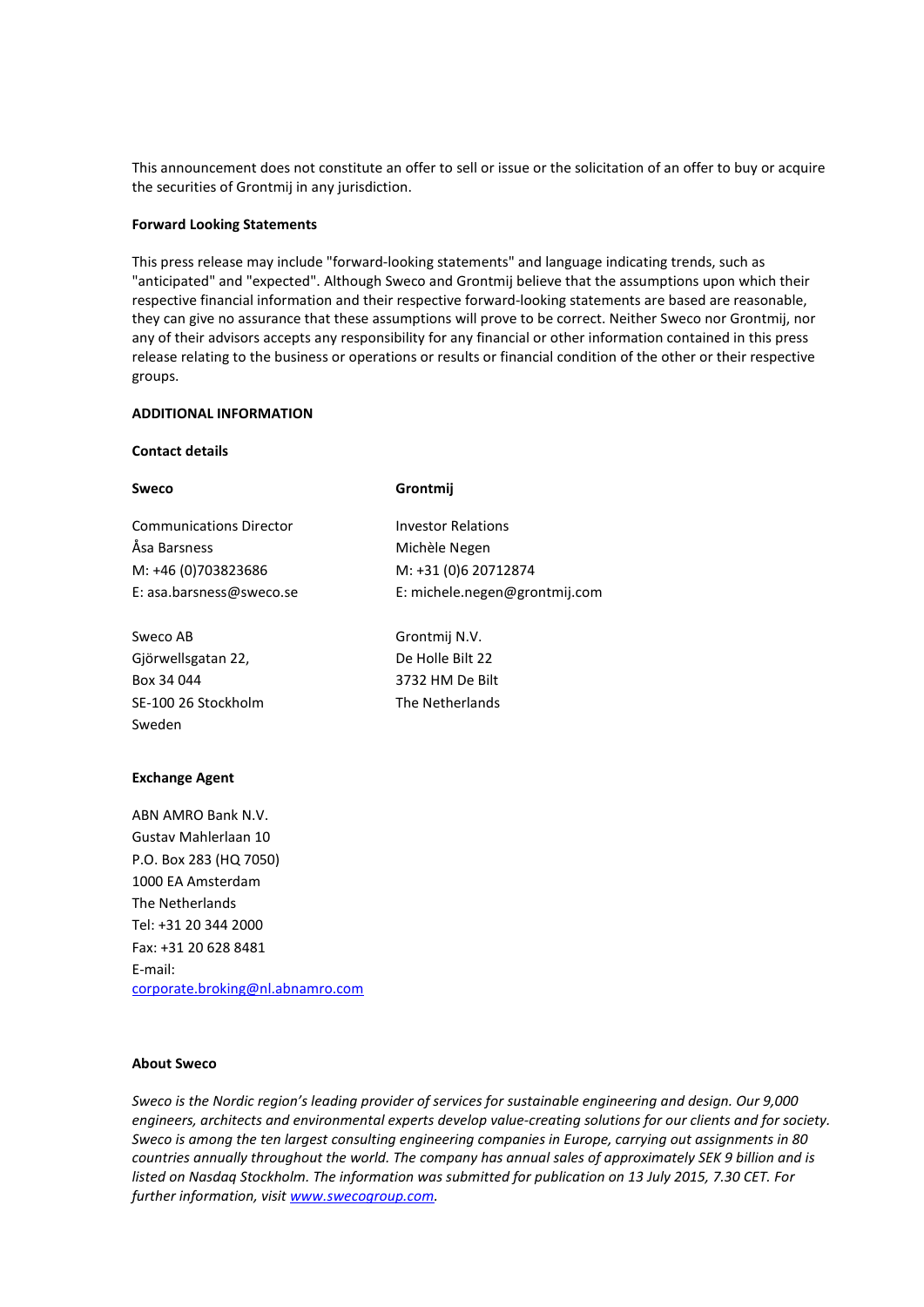This announcement does not constitute an offer to sell or issue or the solicitation of an offer to buy or acquire the securities of Grontmij in any jurisdiction.

**Forward Looking Statements**

This press release may include "forward-looking statements" and language indicating trends, such as "anticipated" and "expected". Although Sweco and Grontmij believe that the assumptions upon which their respective financial information and their respective forward-looking statements are based are reasonable, they can give no assurance that these assumptions will prove to be correct. Neither Sweco nor Grontmij, nor any of their advisors accepts any responsibility for any financial or other information contained in this press release relating to the business or operations or results or financial condition of the other or their respective groups.

**ADDITIONAL INFORMATION**

**Contact details**

**Sweco**

Communications Director
Åsa Barsness
M: +46 (0)703823686
E: asa.barsness@sweco.se

Sweco AB
Gjörwellsgatan 22,
Box 34 044
SE-100 26 Stockholm
Sweden

**Grontmij**

Investor Relations
Michèle Negen
M: +31 (0)6 20712874
E: michele.negen@grontmij.com

Grontmij N.V.
De Holle Bilt 22
3732 HM De Bilt
The Netherlands

**Exchange Agent**

ABN AMRO Bank N.V.
Gustav Mahlerlaan 10
P.O. Box 283 (HQ 7050)
1000 EA Amsterdam
The Netherlands
Tel: +31 20 344 2000
Fax: +31 20 628 8481
E-mail:
corporate.broking@nl.abnamro.com

**About Sweco**

*Sweco is the Nordic region's leading provider of services for sustainable engineering and design. Our 9,000 engineers, architects and environmental experts develop value-creating solutions for our clients and for society. Sweco is among the ten largest consulting engineering companies in Europe, carrying out assignments in 80 countries annually throughout the world. The company has annual sales of approximately SEK 9 billion and is listed on Nasdaq Stockholm. The information was submitted for publication on 13 July 2015, 7.30 CET. For further information, visit www.swecogroup.com.*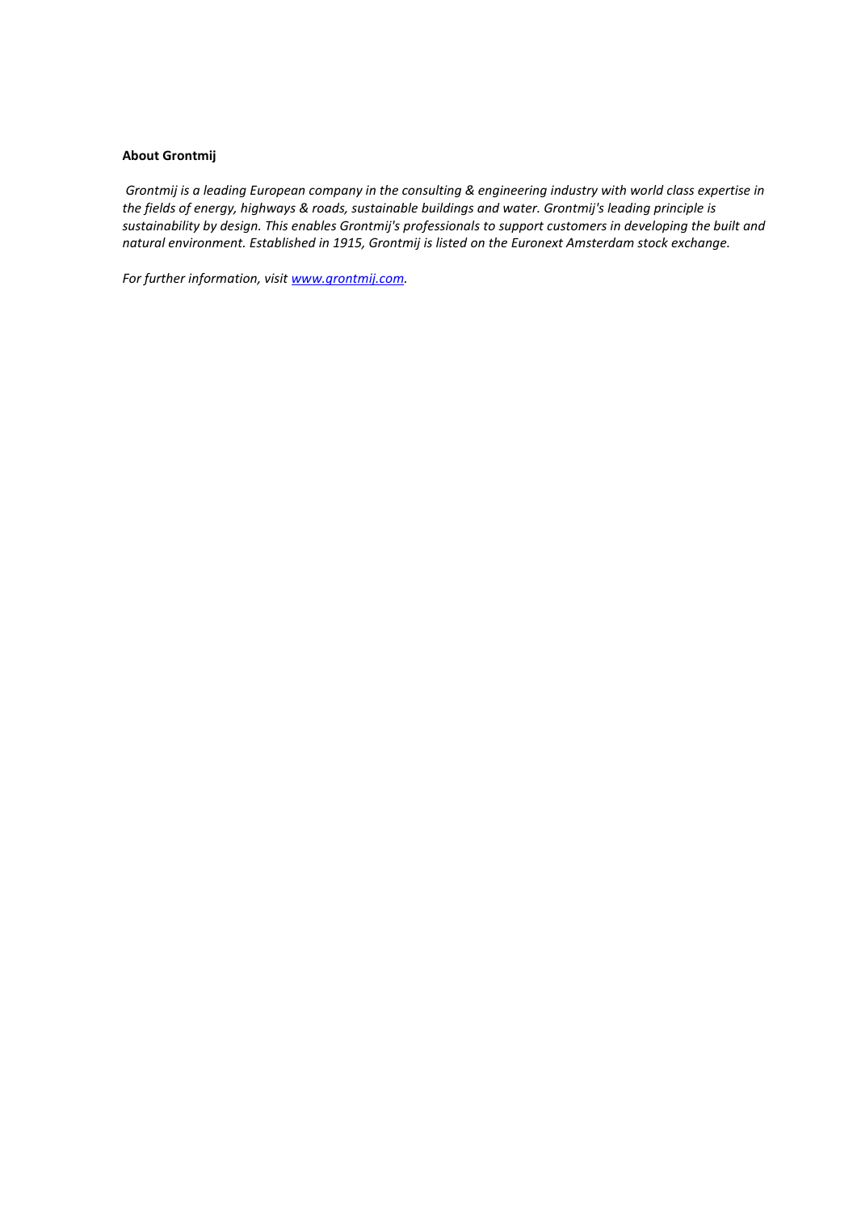**About Grontmij**

*Grontmij is a leading European company in the consulting & engineering industry with world class expertise in the fields of energy, highways & roads, sustainable buildings and water. Grontmij's leading principle is sustainability by design. This enables Grontmij's professionals to support customers in developing the built and natural environment. Established in 1915, Grontmij is listed on the Euronext Amsterdam stock exchange.*

*For further information, visit [www.grontmij.com](http://www.grontmij.com).*